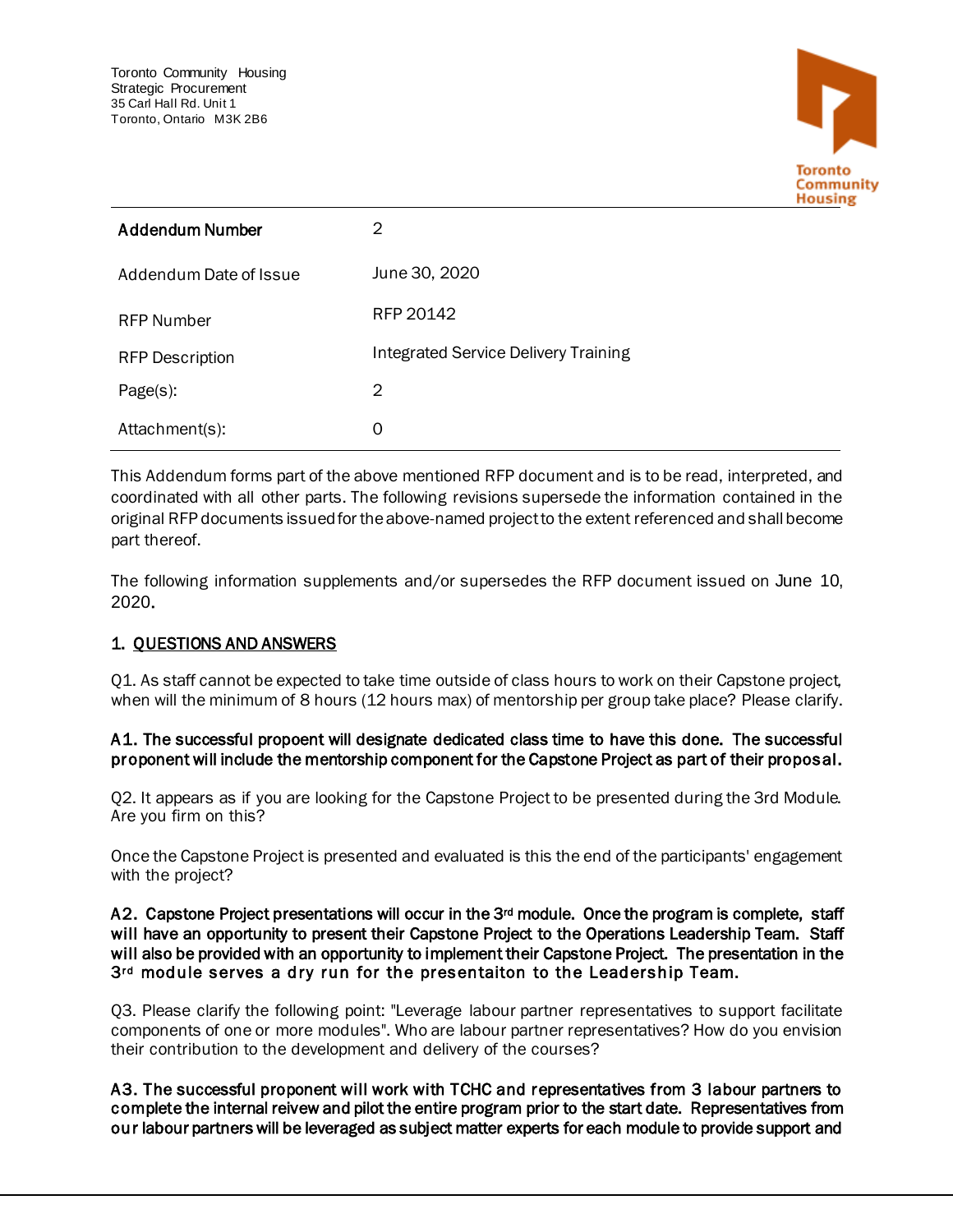Toronto Community Housing
Strategic Procurement
35 Carl Hall Rd. Unit 1
Toronto, Ontario M3K 2B6

Toronto Community Housing

| **Addendum Number** | 2 |
|---|---|
| Addendum Date of Issue | June 30, 2020 |
| RFP Number | RFP 20142 |
| RFP Description | Integrated Service Delivery Training |
| Page(s): | 2 |
| Attachment(s): | 0 |

This Addendum forms part of the above mentioned RFP document and is to be read, interpreted, and coordinated with all other parts. The following revisions supersede the information contained in the original RFP documents issued for the above-named project to the extent referenced and shall become part thereof.

The following information supplements and/or supersedes the RFP document issued on June 10, 2020.

## 1. QUESTIONS AND ANSWERS

Q1. As staff cannot be expected to take time outside of class hours to work on their Capstone project, when will the minimum of 8 hours (12 hours max) of mentorship per group take place? Please clarify.

**A1. The successful propoent will designate dedicated class time to have this done. The successful proponent will include the mentorship component for the Capstone Project as part of their proposal.**

Q2. It appears as if you are looking for the Capstone Project to be presented during the 3rd Module. Are you firm on this?

Once the Capstone Project is presented and evaluated is this the end of the participants' engagement with the project?

**A2. Capstone Project presentations will occur in the 3rd module. Once the program is complete, staff will have an opportunity to present their Capstone Project to the Operations Leadership Team. Staff will also be provided with an opportunity to implement their Capstone Project. The presentation in the 3rd module serves a dry run for the presentaiton to the Leadership Team.**

Q3. Please clarify the following point: "Leverage labour partner representatives to support facilitate components of one or more modules". Who are labour partner representatives? How do you envision their contribution to the development and delivery of the courses?

**A3. The successful proponent will work with TCHC and representatives from 3 labour partners to complete the internal reivew and pilot the entire program prior to the start date. Representatives from our labour partners will be leveraged as subject matter experts for each module to provide support and**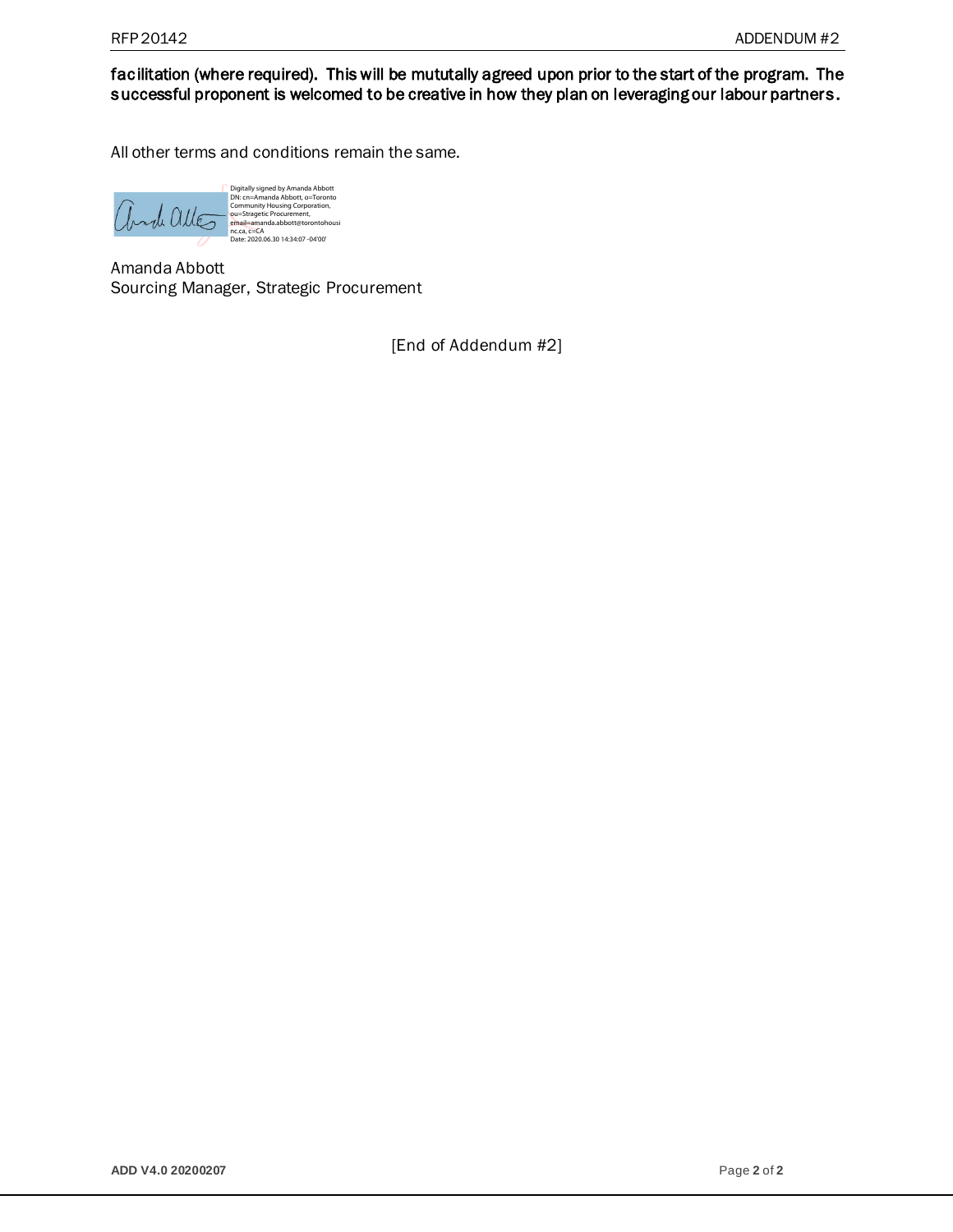**facilitation (where required). This will be mututally agreed upon prior to the start of the program. The successful proponent is welcomed to be creative in how they plan on leveraging our labour partners.**

All other terms and conditions remain the same.

Digitally signed by Amanda Abbott
DN: cn=Amanda Abbott, o=Toronto Community Housing Corporation, ou=Stragetic Procurement, email=amanda.abbott@torontohousinc.ca, c=CA
Date: 2020.06.30 14:34:07 -04'00'

Amanda Abbott
Sourcing Manager, Strategic Procurement

[End of Addendum #2]